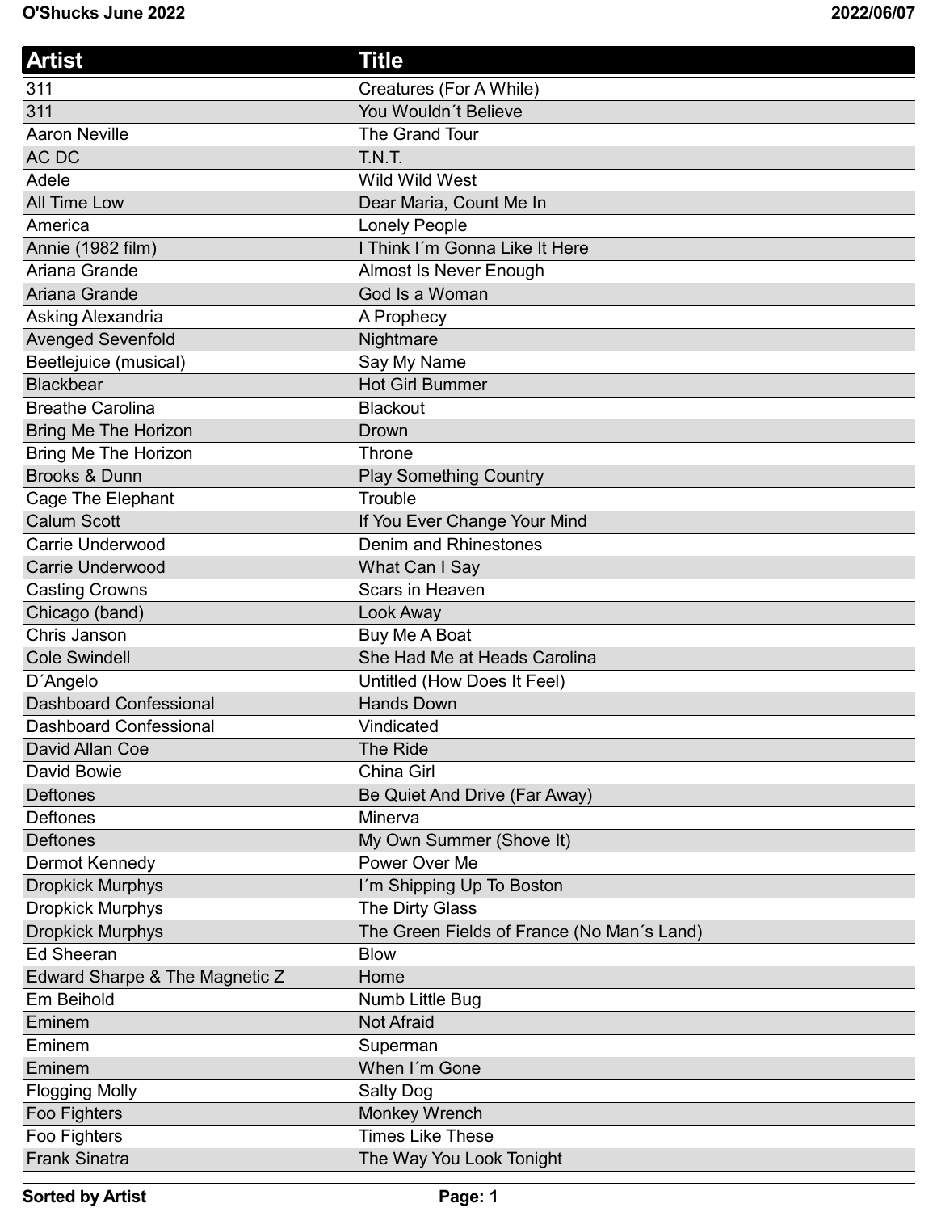| Artist | Title |
|---|---|
| 311 | Creatures (For A While) |
| 311 | You Wouldn´t Believe |
| Aaron Neville | The Grand Tour |
| AC DC | T.N.T. |
| Adele | Wild Wild West |
| All Time Low | Dear Maria, Count Me In |
| America | Lonely People |
| Annie (1982 film) | I Think I´m Gonna Like It Here |
| Ariana Grande | Almost Is Never Enough |
| Ariana Grande | God Is a Woman |
| Asking Alexandria | A Prophecy |
| Avenged Sevenfold | Nightmare |
| Beetlejuice (musical) | Say My Name |
| Blackbear | Hot Girl Bummer |
| Breathe Carolina | Blackout |
| Bring Me The Horizon | Drown |
| Bring Me The Horizon | Throne |
| Brooks & Dunn | Play Something Country |
| Cage The Elephant | Trouble |
| Calum Scott | If You Ever Change Your Mind |
| Carrie Underwood | Denim and Rhinestones |
| Carrie Underwood | What Can I Say |
| Casting Crowns | Scars in Heaven |
| Chicago (band) | Look Away |
| Chris Janson | Buy Me A Boat |
| Cole Swindell | She Had Me at Heads Carolina |
| D´Angelo | Untitled (How Does It Feel) |
| Dashboard Confessional | Hands Down |
| Dashboard Confessional | Vindicated |
| David Allan Coe | The Ride |
| David Bowie | China Girl |
| Deftones | Be Quiet And Drive (Far Away) |
| Deftones | Minerva |
| Deftones | My Own Summer (Shove It) |
| Dermot Kennedy | Power Over Me |
| Dropkick Murphys | I´m Shipping Up To Boston |
| Dropkick Murphys | The Dirty Glass |
| Dropkick Murphys | The Green Fields of France (No Man´s Land) |
| Ed Sheeran | Blow |
| Edward Sharpe & The Magnetic Z | Home |
| Em Beihold | Numb Little Bug |
| Eminem | Not Afraid |
| Eminem | Superman |
| Eminem | When I´m Gone |
| Flogging Molly | Salty Dog |
| Foo Fighters | Monkey Wrench |
| Foo Fighters | Times Like These |
| Frank Sinatra | The Way You Look Tonight |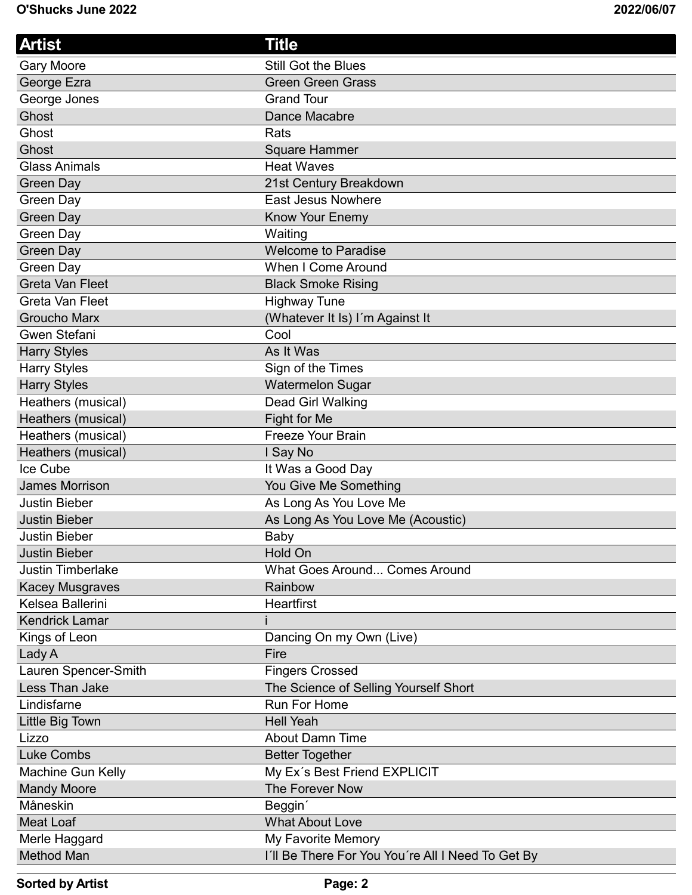| Artist | Title |
| --- | --- |
| Gary Moore | Still Got the Blues |
| George Ezra | Green Green Grass |
| George Jones | Grand Tour |
| Ghost | Dance Macabre |
| Ghost | Rats |
| Ghost | Square Hammer |
| Glass Animals | Heat Waves |
| Green Day | 21st Century Breakdown |
| Green Day | East Jesus Nowhere |
| Green Day | Know Your Enemy |
| Green Day | Waiting |
| Green Day | Welcome to Paradise |
| Green Day | When I Come Around |
| Greta Van Fleet | Black Smoke Rising |
| Greta Van Fleet | Highway Tune |
| Groucho Marx | (Whatever It Is) I´m Against It |
| Gwen Stefani | Cool |
| Harry Styles | As It Was |
| Harry Styles | Sign of the Times |
| Harry Styles | Watermelon Sugar |
| Heathers (musical) | Dead Girl Walking |
| Heathers (musical) | Fight for Me |
| Heathers (musical) | Freeze Your Brain |
| Heathers (musical) | I Say No |
| Ice Cube | It Was a Good Day |
| James Morrison | You Give Me Something |
| Justin Bieber | As Long As You Love Me |
| Justin Bieber | As Long As You Love Me (Acoustic) |
| Justin Bieber | Baby |
| Justin Bieber | Hold On |
| Justin Timberlake | What Goes Around... Comes Around |
| Kacey Musgraves | Rainbow |
| Kelsea Ballerini | Heartfirst |
| Kendrick Lamar | i |
| Kings of Leon | Dancing On my Own (Live) |
| Lady A | Fire |
| Lauren Spencer-Smith | Fingers Crossed |
| Less Than Jake | The Science of Selling Yourself Short |
| Lindisfarne | Run For Home |
| Little Big Town | Hell Yeah |
| Lizzo | About Damn Time |
| Luke Combs | Better Together |
| Machine Gun Kelly | My Ex´s Best Friend EXPLICIT |
| Mandy Moore | The Forever Now |
| Måneskin | Beggin´ |
| Meat Loaf | What About Love |
| Merle Haggard | My Favorite Memory |
| Method Man | I´ll Be There For You You´re All I Need To Get By |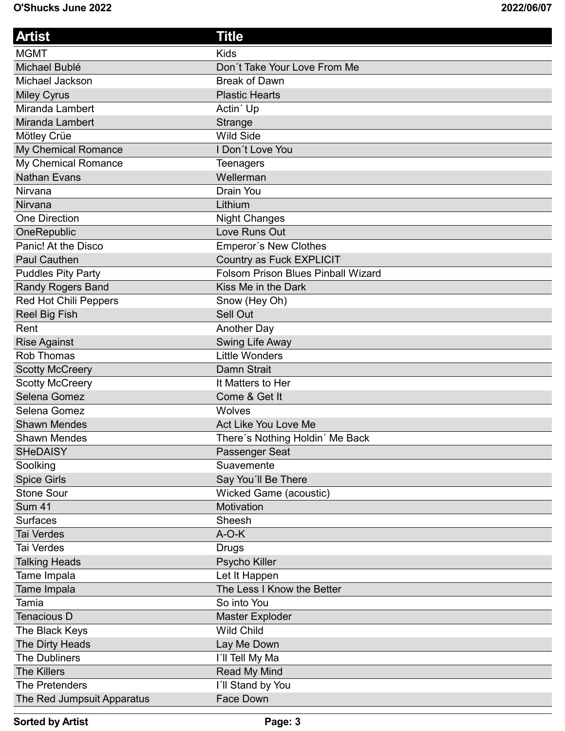| Artist | Title |
| --- | --- |
| MGMT | Kids |
| Michael Bublé | Don´t Take Your Love From Me |
| Michael Jackson | Break of Dawn |
| Miley Cyrus | Plastic Hearts |
| Miranda Lambert | Actin´ Up |
| Miranda Lambert | Strange |
| Mötley Crüe | Wild Side |
| My Chemical Romance | I Don´t Love You |
| My Chemical Romance | Teenagers |
| Nathan Evans | Wellerman |
| Nirvana | Drain You |
| Nirvana | Lithium |
| One Direction | Night Changes |
| OneRepublic | Love Runs Out |
| Panic! At the Disco | Emperor´s New Clothes |
| Paul Cauthen | Country as Fuck EXPLICIT |
| Puddles Pity Party | Folsom Prison Blues Pinball Wizard |
| Randy Rogers Band | Kiss Me in the Dark |
| Red Hot Chili Peppers | Snow (Hey Oh) |
| Reel Big Fish | Sell Out |
| Rent | Another Day |
| Rise Against | Swing Life Away |
| Rob Thomas | Little Wonders |
| Scotty McCreery | Damn Strait |
| Scotty McCreery | It Matters to Her |
| Selena Gomez | Come & Get It |
| Selena Gomez | Wolves |
| Shawn Mendes | Act Like You Love Me |
| Shawn Mendes | There´s Nothing Holdin´ Me Back |
| SHeDAISY | Passenger Seat |
| Soolking | Suavemente |
| Spice Girls | Say You´ll Be There |
| Stone Sour | Wicked Game (acoustic) |
| Sum 41 | Motivation |
| Surfaces | Sheesh |
| Tai Verdes | A-O-K |
| Tai Verdes | Drugs |
| Talking Heads | Psycho Killer |
| Tame Impala | Let It Happen |
| Tame Impala | The Less I Know the Better |
| Tamia | So into You |
| Tenacious D | Master Exploder |
| The Black Keys | Wild Child |
| The Dirty Heads | Lay Me Down |
| The Dubliners | I´ll Tell My Ma |
| The Killers | Read My Mind |
| The Pretenders | I´ll Stand by You |
| The Red Jumpsuit Apparatus | Face Down |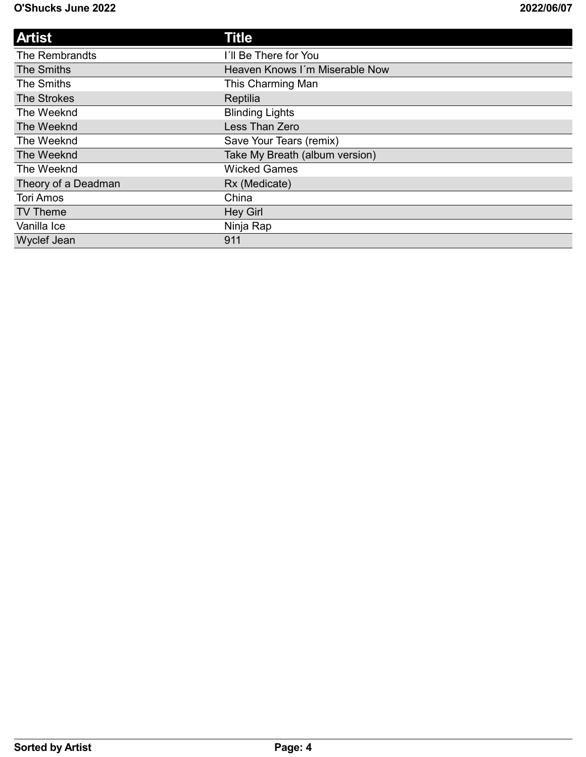| Artist | Title |
| --- | --- |
| The Rembrandts | I´ll Be There for You |
| The Smiths | Heaven Knows I´m Miserable Now |
| The Smiths | This Charming Man |
| The Strokes | Reptilia |
| The Weeknd | Blinding Lights |
| The Weeknd | Less Than Zero |
| The Weeknd | Save Your Tears (remix) |
| The Weeknd | Take My Breath (album version) |
| The Weeknd | Wicked Games |
| Theory of a Deadman | Rx (Medicate) |
| Tori Amos | China |
| TV Theme | Hey Girl |
| Vanilla Ice | Ninja Rap |
| Wyclef Jean | 911 |